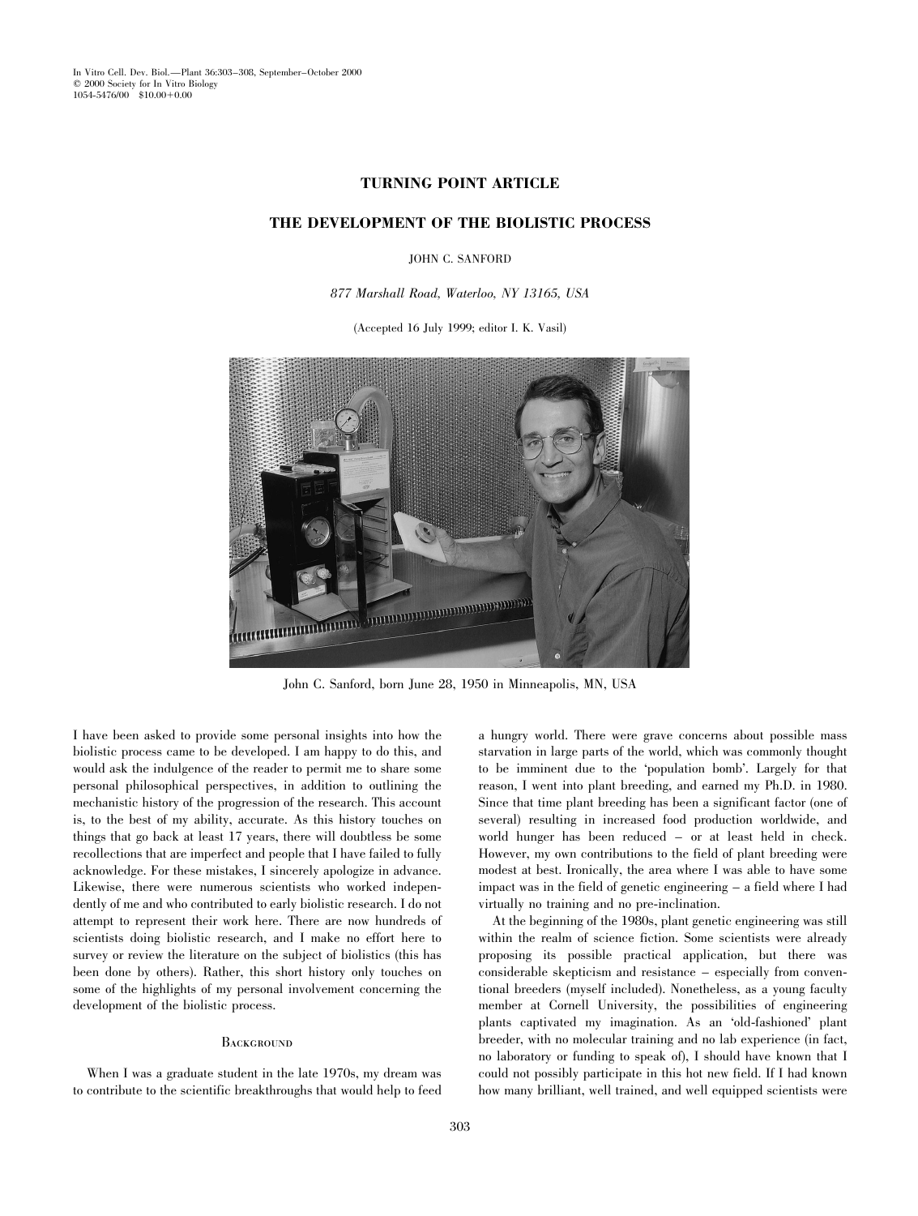In Vitro Cell. Dev. Biol.—Plant 36:303–308, September–October 2000
© 2000 Society for In Vitro Biology
1054-5476/00 $10.00+0.00

## TURNING POINT ARTICLE

# THE DEVELOPMENT OF THE BIOLISTIC PROCESS

JOHN C. SANFORD

*877 Marshall Road, Waterloo, NY 13165, USA*

(Accepted 16 July 1999; editor I. K. Vasil)

John C. Sanford, born June 28, 1950 in Minneapolis, MN, USA

I have been asked to provide some personal insights into how the biolistic process came to be developed. I am happy to do this, and would ask the indulgence of the reader to permit me to share some personal philosophical perspectives, in addition to outlining the mechanistic history of the progression of the research. This account is, to the best of my ability, accurate. As this history touches on things that go back at least 17 years, there will doubtless be some recollections that are imperfect and people that I have failed to fully acknowledge. For these mistakes, I sincerely apologize in advance. Likewise, there were numerous scientists who worked independently of me and who contributed to early biolistic research. I do not attempt to represent their work here. There are now hundreds of scientists doing biolistic research, and I make no effort here to survey or review the literature on the subject of biolistics (this has been done by others). Rather, this short history only touches on some of the highlights of my personal involvement concerning the development of the biolistic process.

## Background

When I was a graduate student in the late 1970s, my dream was to contribute to the scientific breakthroughs that would help to feed a hungry world. There were grave concerns about possible mass starvation in large parts of the world, which was commonly thought to be imminent due to the 'population bomb'. Largely for that reason, I went into plant breeding, and earned my Ph.D. in 1980. Since that time plant breeding has been a significant factor (one of several) resulting in increased food production worldwide, and world hunger has been reduced – or at least held in check. However, my own contributions to the field of plant breeding were modest at best. Ironically, the area where I was able to have some impact was in the field of genetic engineering – a field where I had virtually no training and no pre-inclination.

At the beginning of the 1980s, plant genetic engineering was still within the realm of science fiction. Some scientists were already proposing its possible practical application, but there was considerable skepticism and resistance – especially from conventional breeders (myself included). Nonetheless, as a young faculty member at Cornell University, the possibilities of engineering plants captivated my imagination. As an 'old-fashioned' plant breeder, with no molecular training and no lab experience (in fact, no laboratory or funding to speak of), I should have known that I could not possibly participate in this hot new field. If I had known how many brilliant, well trained, and well equipped scientists were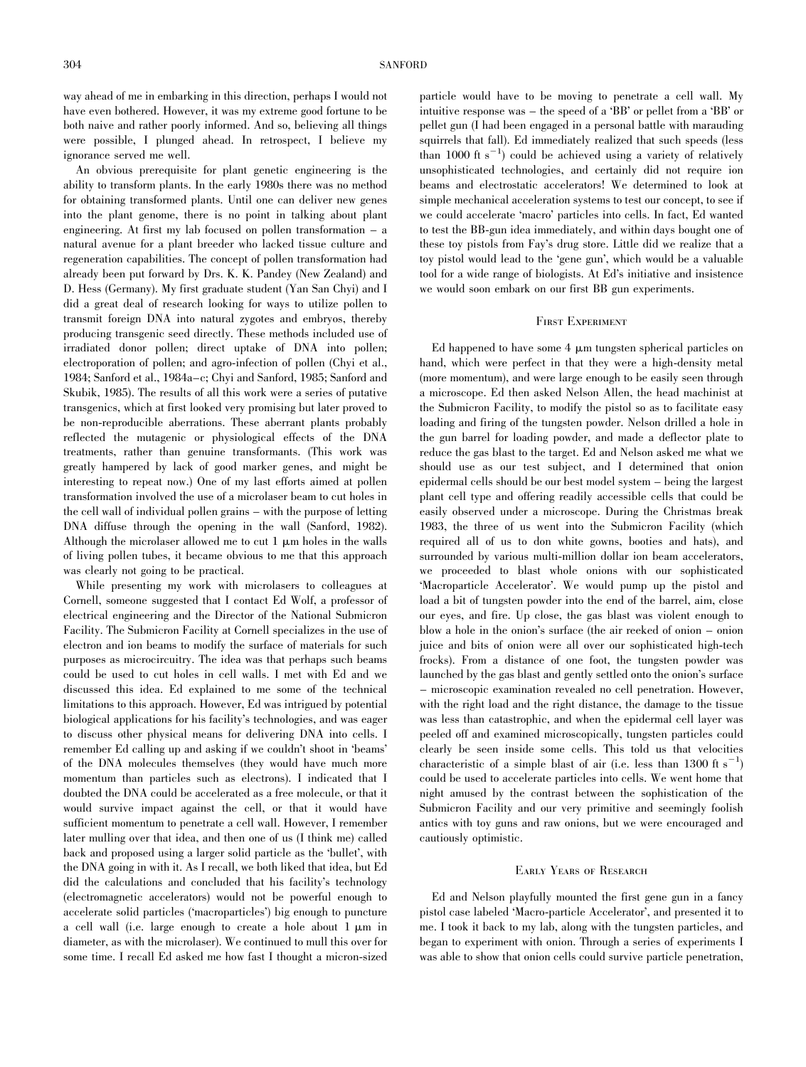way ahead of me in embarking in this direction, perhaps I would not have even bothered. However, it was my extreme good fortune to be both naive and rather poorly informed. And so, believing all things were possible, I plunged ahead. In retrospect, I believe my ignorance served me well.

An obvious prerequisite for plant genetic engineering is the ability to transform plants. In the early 1980s there was no method for obtaining transformed plants. Until one can deliver new genes into the plant genome, there is no point in talking about plant engineering. At first my lab focused on pollen transformation – a natural avenue for a plant breeder who lacked tissue culture and regeneration capabilities. The concept of pollen transformation had already been put forward by Drs. K. K. Pandey (New Zealand) and D. Hess (Germany). My first graduate student (Yan San Chyi) and I did a great deal of research looking for ways to utilize pollen to transmit foreign DNA into natural zygotes and embryos, thereby producing transgenic seed directly. These methods included use of irradiated donor pollen; direct uptake of DNA into pollen; electroporation of pollen; and agro-infection of pollen (Chyi et al., 1984; Sanford et al., 1984a–c; Chyi and Sanford, 1985; Sanford and Skubik, 1985). The results of all this work were a series of putative transgenics, which at first looked very promising but later proved to be non-reproducible aberrations. These aberrant plants probably reflected the mutagenic or physiological effects of the DNA treatments, rather than genuine transformants. (This work was greatly hampered by lack of good marker genes, and might be interesting to repeat now.) One of my last efforts aimed at pollen transformation involved the use of a microlaser beam to cut holes in the cell wall of individual pollen grains – with the purpose of letting DNA diffuse through the opening in the wall (Sanford, 1982). Although the microlaser allowed me to cut 1 μm holes in the walls of living pollen tubes, it became obvious to me that this approach was clearly not going to be practical.

While presenting my work with microlasers to colleagues at Cornell, someone suggested that I contact Ed Wolf, a professor of electrical engineering and the Director of the National Submicron Facility. The Submicron Facility at Cornell specializes in the use of electron and ion beams to modify the surface of materials for such purposes as microcircuitry. The idea was that perhaps such beams could be used to cut holes in cell walls. I met with Ed and we discussed this idea. Ed explained to me some of the technical limitations to this approach. However, Ed was intrigued by potential biological applications for his facility's technologies, and was eager to discuss other physical means for delivering DNA into cells. I remember Ed calling up and asking if we couldn't shoot in 'beams' of the DNA molecules themselves (they would have much more momentum than particles such as electrons). I indicated that I doubted the DNA could be accelerated as a free molecule, or that it would survive impact against the cell, or that it would have sufficient momentum to penetrate a cell wall. However, I remember later mulling over that idea, and then one of us (I think me) called back and proposed using a larger solid particle as the 'bullet', with the DNA going in with it. As I recall, we both liked that idea, but Ed did the calculations and concluded that his facility's technology (electromagnetic accelerators) would not be powerful enough to accelerate solid particles ('macroparticles') big enough to puncture a cell wall (i.e. large enough to create a hole about 1 μm in diameter, as with the microlaser). We continued to mull this over for some time. I recall Ed asked me how fast I thought a micron-sized particle would have to be moving to penetrate a cell wall. My intuitive response was – the speed of a 'BB' or pellet from a 'BB' or pellet gun (I had been engaged in a personal battle with marauding squirrels that fall). Ed immediately realized that such speeds (less than 1000 ft $s^{-1}$) could be achieved using a variety of relatively unsophisticated technologies, and certainly did not require ion beams and electrostatic accelerators! We determined to look at simple mechanical acceleration systems to test our concept, to see if we could accelerate 'macro' particles into cells. In fact, Ed wanted to test the BB-gun idea immediately, and within days bought one of these toy pistols from Fay's drug store. Little did we realize that a toy pistol would lead to the 'gene gun', which would be a valuable tool for a wide range of biologists. At Ed's initiative and insistence we would soon embark on our first BB gun experiments.

## First Experiment

Ed happened to have some 4 μm tungsten spherical particles on hand, which were perfect in that they were a high-density metal (more momentum), and were large enough to be easily seen through a microscope. Ed then asked Nelson Allen, the head machinist at the Submicron Facility, to modify the pistol so as to facilitate easy loading and firing of the tungsten powder. Nelson drilled a hole in the gun barrel for loading powder, and made a deflector plate to reduce the gas blast to the target. Ed and Nelson asked me what we should use as our test subject, and I determined that onion epidermal cells should be our best model system – being the largest plant cell type and offering readily accessible cells that could be easily observed under a microscope. During the Christmas break 1983, the three of us went into the Submicron Facility (which required all of us to don white gowns, booties and hats), and surrounded by various multi-million dollar ion beam accelerators, we proceeded to blast whole onions with our sophisticated 'Macroparticle Accelerator'. We would pump up the pistol and load a bit of tungsten powder into the end of the barrel, aim, close our eyes, and fire. Up close, the gas blast was violent enough to blow a hole in the onion's surface (the air reeked of onion – onion juice and bits of onion were all over our sophisticated high-tech frocks). From a distance of one foot, the tungsten powder was launched by the gas blast and gently settled onto the onion's surface – microscopic examination revealed no cell penetration. However, with the right load and the right distance, the damage to the tissue was less than catastrophic, and when the epidermal cell layer was peeled off and examined microscopically, tungsten particles could clearly be seen inside some cells. This told us that velocities characteristic of a simple blast of air (i.e. less than 1300 ft $s^{-1}$) could be used to accelerate particles into cells. We went home that night amused by the contrast between the sophistication of the Submicron Facility and our very primitive and seemingly foolish antics with toy guns and raw onions, but we were encouraged and cautiously optimistic.

## Early Years of Research

Ed and Nelson playfully mounted the first gene gun in a fancy pistol case labeled 'Macro-particle Accelerator', and presented it to me. I took it back to my lab, along with the tungsten particles, and began to experiment with onion. Through a series of experiments I was able to show that onion cells could survive particle penetration,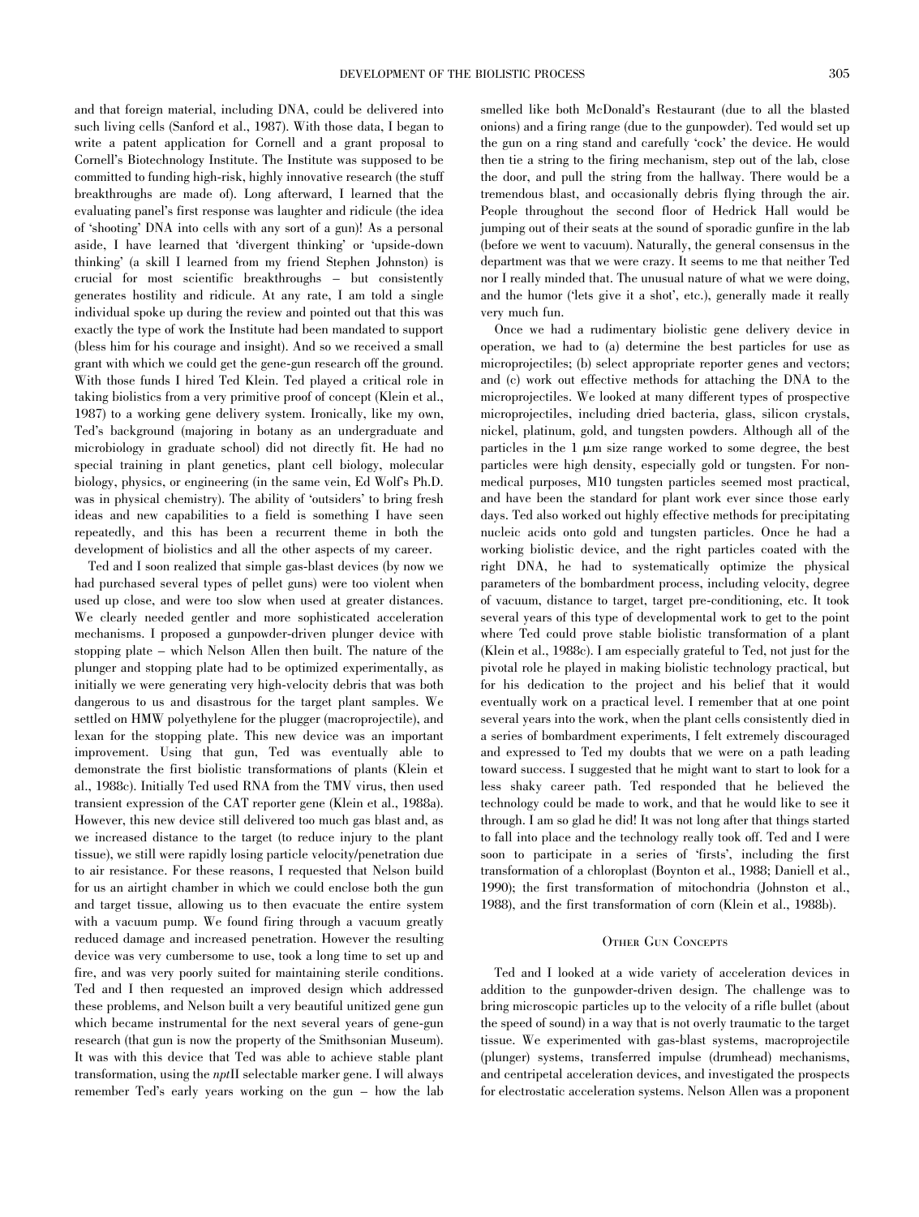and that foreign material, including DNA, could be delivered into such living cells (Sanford et al., 1987). With those data, I began to write a patent application for Cornell and a grant proposal to Cornell's Biotechnology Institute. The Institute was supposed to be committed to funding high-risk, highly innovative research (the stuff breakthroughs are made of). Long afterward, I learned that the evaluating panel's first response was laughter and ridicule (the idea of 'shooting' DNA into cells with any sort of a gun)! As a personal aside, I have learned that 'divergent thinking' or 'upside-down thinking' (a skill I learned from my friend Stephen Johnston) is crucial for most scientific breakthroughs – but consistently generates hostility and ridicule. At any rate, I am told a single individual spoke up during the review and pointed out that this was exactly the type of work the Institute had been mandated to support (bless him for his courage and insight). And so we received a small grant with which we could get the gene-gun research off the ground. With those funds I hired Ted Klein. Ted played a critical role in taking biolistics from a very primitive proof of concept (Klein et al., 1987) to a working gene delivery system. Ironically, like my own, Ted's background (majoring in botany as an undergraduate and microbiology in graduate school) did not directly fit. He had no special training in plant genetics, plant cell biology, molecular biology, physics, or engineering (in the same vein, Ed Wolf's Ph.D. was in physical chemistry). The ability of 'outsiders' to bring fresh ideas and new capabilities to a field is something I have seen repeatedly, and this has been a recurrent theme in both the development of biolistics and all the other aspects of my career.

Ted and I soon realized that simple gas-blast devices (by now we had purchased several types of pellet guns) were too violent when used up close, and were too slow when used at greater distances. We clearly needed gentler and more sophisticated acceleration mechanisms. I proposed a gunpowder-driven plunger device with stopping plate – which Nelson Allen then built. The nature of the plunger and stopping plate had to be optimized experimentally, as initially we were generating very high-velocity debris that was both dangerous to us and disastrous for the target plant samples. We settled on HMW polyethylene for the plugger (macroprojectile), and lexan for the stopping plate. This new device was an important improvement. Using that gun, Ted was eventually able to demonstrate the first biolistic transformations of plants (Klein et al., 1988c). Initially Ted used RNA from the TMV virus, then used transient expression of the CAT reporter gene (Klein et al., 1988a). However, this new device still delivered too much gas blast and, as we increased distance to the target (to reduce injury to the plant tissue), we still were rapidly losing particle velocity/penetration due to air resistance. For these reasons, I requested that Nelson build for us an airtight chamber in which we could enclose both the gun and target tissue, allowing us to then evacuate the entire system with a vacuum pump. We found firing through a vacuum greatly reduced damage and increased penetration. However the resulting device was very cumbersome to use, took a long time to set up and fire, and was very poorly suited for maintaining sterile conditions. Ted and I then requested an improved design which addressed these problems, and Nelson built a very beautiful unitized gene gun which became instrumental for the next several years of gene-gun research (that gun is now the property of the Smithsonian Museum). It was with this device that Ted was able to achieve stable plant transformation, using the *npt*II selectable marker gene. I will always remember Ted's early years working on the gun – how the lab smelled like both McDonald's Restaurant (due to all the blasted onions) and a firing range (due to the gunpowder). Ted would set up the gun on a ring stand and carefully 'cock' the device. He would then tie a string to the firing mechanism, step out of the lab, close the door, and pull the string from the hallway. There would be a tremendous blast, and occasionally debris flying through the air. People throughout the second floor of Hedrick Hall would be jumping out of their seats at the sound of sporadic gunfire in the lab (before we went to vacuum). Naturally, the general consensus in the department was that we were crazy. It seems to me that neither Ted nor I really minded that. The unusual nature of what we were doing, and the humor ('lets give it a shot', etc.), generally made it really very much fun.

Once we had a rudimentary biolistic gene delivery device in operation, we had to (a) determine the best particles for use as microprojectiles; (b) select appropriate reporter genes and vectors; and (c) work out effective methods for attaching the DNA to the microprojectiles. We looked at many different types of prospective microprojectiles, including dried bacteria, glass, silicon crystals, nickel, platinum, gold, and tungsten powders. Although all of the particles in the 1 μm size range worked to some degree, the best particles were high density, especially gold or tungsten. For non-medical purposes, M10 tungsten particles seemed most practical, and have been the standard for plant work ever since those early days. Ted also worked out highly effective methods for precipitating nucleic acids onto gold and tungsten particles. Once he had a working biolistic device, and the right particles coated with the right DNA, he had to systematically optimize the physical parameters of the bombardment process, including velocity, degree of vacuum, distance to target, target pre-conditioning, etc. It took several years of this type of developmental work to get to the point where Ted could prove stable biolistic transformation of a plant (Klein et al., 1988c). I am especially grateful to Ted, not just for the pivotal role he played in making biolistic technology practical, but for his dedication to the project and his belief that it would eventually work on a practical level. I remember that at one point several years into the work, when the plant cells consistently died in a series of bombardment experiments, I felt extremely discouraged and expressed to Ted my doubts that we were on a path leading toward success. I suggested that he might want to start to look for a less shaky career path. Ted responded that he believed the technology could be made to work, and that he would like to see it through. I am so glad he did! It was not long after that things started to fall into place and the technology really took off. Ted and I were soon to participate in a series of 'firsts', including the first transformation of a chloroplast (Boynton et al., 1988; Daniell et al., 1990); the first transformation of mitochondria (Johnston et al., 1988), and the first transformation of corn (Klein et al., 1988b).

## Other Gun Concepts

Ted and I looked at a wide variety of acceleration devices in addition to the gunpowder-driven design. The challenge was to bring microscopic particles up to the velocity of a rifle bullet (about the speed of sound) in a way that is not overly traumatic to the target tissue. We experimented with gas-blast systems, macroprojectile (plunger) systems, transferred impulse (drumhead) mechanisms, and centripetal acceleration devices, and investigated the prospects for electrostatic acceleration systems. Nelson Allen was a proponent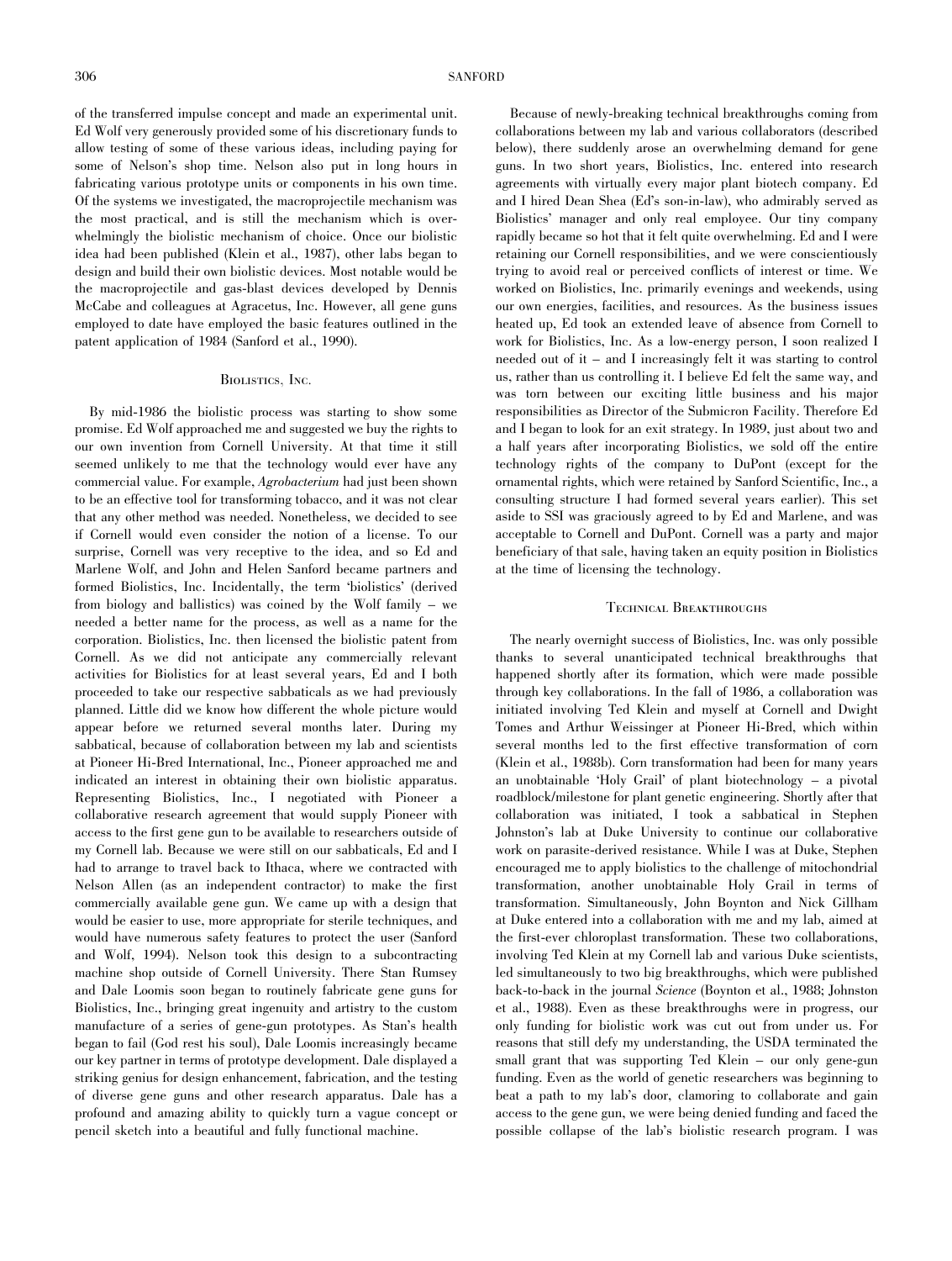of the transferred impulse concept and made an experimental unit. Ed Wolf very generously provided some of his discretionary funds to allow testing of some of these various ideas, including paying for some of Nelson's shop time. Nelson also put in long hours in fabricating various prototype units or components in his own time. Of the systems we investigated, the macroprojectile mechanism was the most practical, and is still the mechanism which is overwhelmingly the biolistic mechanism of choice. Once our biolistic idea had been published (Klein et al., 1987), other labs began to design and build their own biolistic devices. Most notable would be the macroprojectile and gas-blast devices developed by Dennis McCabe and colleagues at Agracetus, Inc. However, all gene guns employed to date have employed the basic features outlined in the patent application of 1984 (Sanford et al., 1990).

## Biolistics, Inc.

By mid-1986 the biolistic process was starting to show some promise. Ed Wolf approached me and suggested we buy the rights to our own invention from Cornell University. At that time it still seemed unlikely to me that the technology would ever have any commercial value. For example, *Agrobacterium* had just been shown to be an effective tool for transforming tobacco, and it was not clear that any other method was needed. Nonetheless, we decided to see if Cornell would even consider the notion of a license. To our surprise, Cornell was very receptive to the idea, and so Ed and Marlene Wolf, and John and Helen Sanford became partners and formed Biolistics, Inc. Incidentally, the term 'biolistics' (derived from biology and ballistics) was coined by the Wolf family – we needed a better name for the process, as well as a name for the corporation. Biolistics, Inc. then licensed the biolistic patent from Cornell. As we did not anticipate any commercially relevant activities for Biolistics for at least several years, Ed and I both proceeded to take our respective sabbaticals as we had previously planned. Little did we know how different the whole picture would appear before we returned several months later. During my sabbatical, because of collaboration between my lab and scientists at Pioneer Hi-Bred International, Inc., Pioneer approached me and indicated an interest in obtaining their own biolistic apparatus. Representing Biolistics, Inc., I negotiated with Pioneer a collaborative research agreement that would supply Pioneer with access to the first gene gun to be available to researchers outside of my Cornell lab. Because we were still on our sabbaticals, Ed and I had to arrange to travel back to Ithaca, where we contracted with Nelson Allen (as an independent contractor) to make the first commercially available gene gun. We came up with a design that would be easier to use, more appropriate for sterile techniques, and would have numerous safety features to protect the user (Sanford and Wolf, 1994). Nelson took this design to a subcontracting machine shop outside of Cornell University. There Stan Rumsey and Dale Loomis soon began to routinely fabricate gene guns for Biolistics, Inc., bringing great ingenuity and artistry to the custom manufacture of a series of gene-gun prototypes. As Stan's health began to fail (God rest his soul), Dale Loomis increasingly became our key partner in terms of prototype development. Dale displayed a striking genius for design enhancement, fabrication, and the testing of diverse gene guns and other research apparatus. Dale has a profound and amazing ability to quickly turn a vague concept or pencil sketch into a beautiful and fully functional machine.

Because of newly-breaking technical breakthroughs coming from collaborations between my lab and various collaborators (described below), there suddenly arose an overwhelming demand for gene guns. In two short years, Biolistics, Inc. entered into research agreements with virtually every major plant biotech company. Ed and I hired Dean Shea (Ed's son-in-law), who admirably served as Biolistics' manager and only real employee. Our tiny company rapidly became so hot that it felt quite overwhelming. Ed and I were retaining our Cornell responsibilities, and we were conscientiously trying to avoid real or perceived conflicts of interest or time. We worked on Biolistics, Inc. primarily evenings and weekends, using our own energies, facilities, and resources. As the business issues heated up, Ed took an extended leave of absence from Cornell to work for Biolistics, Inc. As a low-energy person, I soon realized I needed out of it – and I increasingly felt it was starting to control us, rather than us controlling it. I believe Ed felt the same way, and was torn between our exciting little business and his major responsibilities as Director of the Submicron Facility. Therefore Ed and I began to look for an exit strategy. In 1989, just about two and a half years after incorporating Biolistics, we sold off the entire technology rights of the company to DuPont (except for the ornamental rights, which were retained by Sanford Scientific, Inc., a consulting structure I had formed several years earlier). This set aside to SSI was graciously agreed to by Ed and Marlene, and was acceptable to Cornell and DuPont. Cornell was a party and major beneficiary of that sale, having taken an equity position in Biolistics at the time of licensing the technology.

## Technical Breakthroughs

The nearly overnight success of Biolistics, Inc. was only possible thanks to several unanticipated technical breakthroughs that happened shortly after its formation, which were made possible through key collaborations. In the fall of 1986, a collaboration was initiated involving Ted Klein and myself at Cornell and Dwight Tomes and Arthur Weissinger at Pioneer Hi-Bred, which within several months led to the first effective transformation of corn (Klein et al., 1988b). Corn transformation had been for many years an unobtainable 'Holy Grail' of plant biotechnology – a pivotal roadblock/milestone for plant genetic engineering. Shortly after that collaboration was initiated, I took a sabbatical in Stephen Johnston's lab at Duke University to continue our collaborative work on parasite-derived resistance. While I was at Duke, Stephen encouraged me to apply biolistics to the challenge of mitochondrial transformation, another unobtainable Holy Grail in terms of transformation. Simultaneously, John Boynton and Nick Gillham at Duke entered into a collaboration with me and my lab, aimed at the first-ever chloroplast transformation. These two collaborations, involving Ted Klein at my Cornell lab and various Duke scientists, led simultaneously to two big breakthroughs, which were published back-to-back in the journal *Science* (Boynton et al., 1988; Johnston et al., 1988). Even as these breakthroughs were in progress, our only funding for biolistic work was cut out from under us. For reasons that still defy my understanding, the USDA terminated the small grant that was supporting Ted Klein – our only gene-gun funding. Even as the world of genetic researchers was beginning to beat a path to my lab's door, clamoring to collaborate and gain access to the gene gun, we were being denied funding and faced the possible collapse of the lab's biolistic research program. I was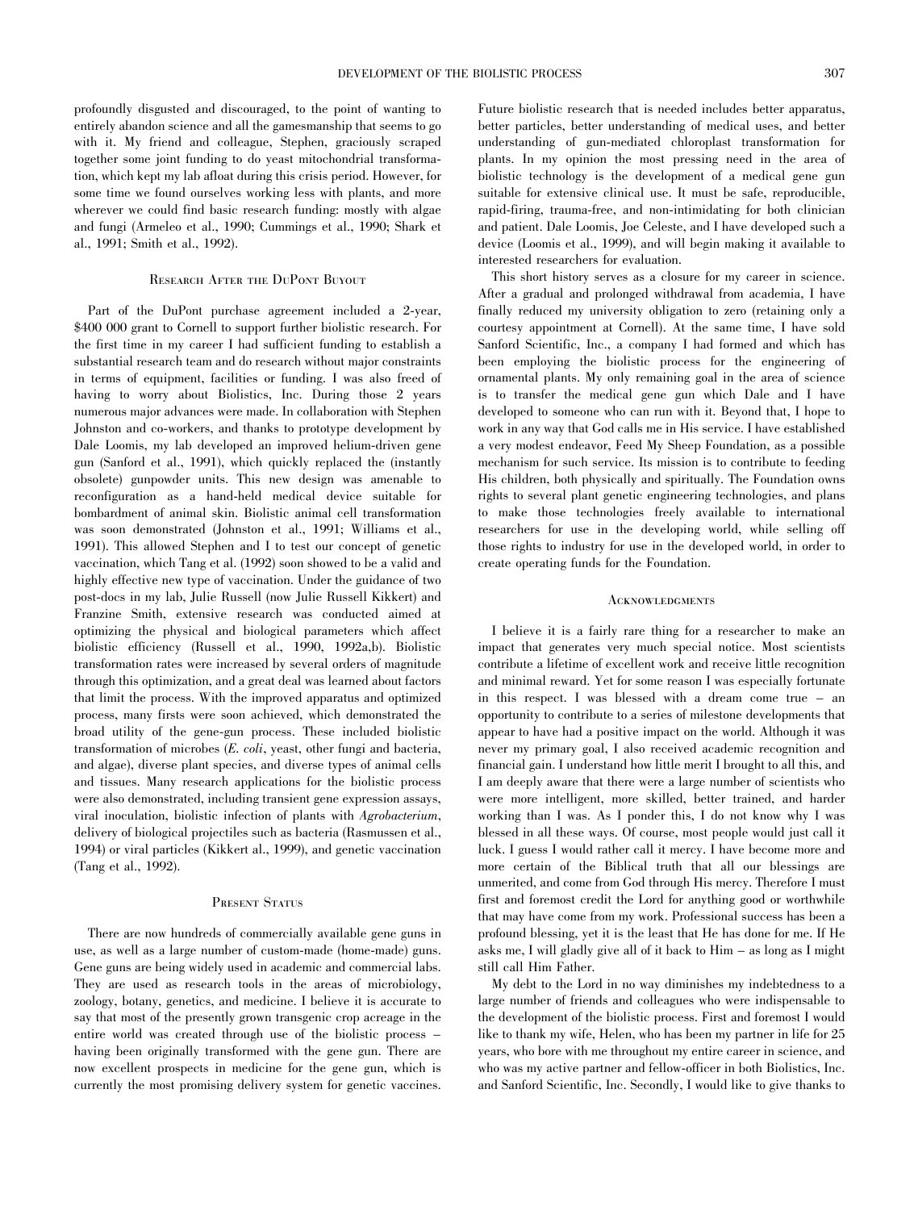profoundly disgusted and discouraged, to the point of wanting to entirely abandon science and all the gamesmanship that seems to go with it. My friend and colleague, Stephen, graciously scraped together some joint funding to do yeast mitochondrial transformation, which kept my lab afloat during this crisis period. However, for some time we found ourselves working less with plants, and more wherever we could find basic research funding: mostly with algae and fungi (Armeleo et al., 1990; Cummings et al., 1990; Shark et al., 1991; Smith et al., 1992).

## Research After the DuPont Buyout

Part of the DuPont purchase agreement included a 2-year, $400 000 grant to Cornell to support further biolistic research. For the first time in my career I had sufficient funding to establish a substantial research team and do research without major constraints in terms of equipment, facilities or funding. I was also freed of having to worry about Biolistics, Inc. During those 2 years numerous major advances were made. In collaboration with Stephen Johnston and co-workers, and thanks to prototype development by Dale Loomis, my lab developed an improved helium-driven gene gun (Sanford et al., 1991), which quickly replaced the (instantly obsolete) gunpowder units. This new design was amenable to reconfiguration as a hand-held medical device suitable for bombardment of animal skin. Biolistic animal cell transformation was soon demonstrated (Johnston et al., 1991; Williams et al., 1991). This allowed Stephen and I to test our concept of genetic vaccination, which Tang et al. (1992) soon showed to be a valid and highly effective new type of vaccination. Under the guidance of two post-docs in my lab, Julie Russell (now Julie Russell Kikkert) and Franzine Smith, extensive research was conducted aimed at optimizing the physical and biological parameters which affect biolistic efficiency (Russell et al., 1990, 1992a,b). Biolistic transformation rates were increased by several orders of magnitude through this optimization, and a great deal was learned about factors that limit the process. With the improved apparatus and optimized process, many firsts were soon achieved, which demonstrated the broad utility of the gene-gun process. These included biolistic transformation of microbes (*E. coli*, yeast, other fungi and bacteria, and algae), diverse plant species, and diverse types of animal cells and tissues. Many research applications for the biolistic process were also demonstrated, including transient gene expression assays, viral inoculation, biolistic infection of plants with *Agrobacterium*, delivery of biological projectiles such as bacteria (Rasmussen et al., 1994) or viral particles (Kikkert al., 1999), and genetic vaccination (Tang et al., 1992).

## Present Status

There are now hundreds of commercially available gene guns in use, as well as a large number of custom-made (home-made) guns. Gene guns are being widely used in academic and commercial labs. They are used as research tools in the areas of microbiology, zoology, botany, genetics, and medicine. I believe it is accurate to say that most of the presently grown transgenic crop acreage in the entire world was created through use of the biolistic process – having been originally transformed with the gene gun. There are now excellent prospects in medicine for the gene gun, which is currently the most promising delivery system for genetic vaccines. Future biolistic research that is needed includes better apparatus, better particles, better understanding of medical uses, and better understanding of gun-mediated chloroplast transformation for plants. In my opinion the most pressing need in the area of biolistic technology is the development of a medical gene gun suitable for extensive clinical use. It must be safe, reproducible, rapid-firing, trauma-free, and non-intimidating for both clinician and patient. Dale Loomis, Joe Celeste, and I have developed such a device (Loomis et al., 1999), and will begin making it available to interested researchers for evaluation.

This short history serves as a closure for my career in science. After a gradual and prolonged withdrawal from academia, I have finally reduced my university obligation to zero (retaining only a courtesy appointment at Cornell). At the same time, I have sold Sanford Scientific, Inc., a company I had formed and which has been employing the biolistic process for the engineering of ornamental plants. My only remaining goal in the area of science is to transfer the medical gene gun which Dale and I have developed to someone who can run with it. Beyond that, I hope to work in any way that God calls me in His service. I have established a very modest endeavor, Feed My Sheep Foundation, as a possible mechanism for such service. Its mission is to contribute to feeding His children, both physically and spiritually. The Foundation owns rights to several plant genetic engineering technologies, and plans to make those technologies freely available to international researchers for use in the developing world, while selling off those rights to industry for use in the developed world, in order to create operating funds for the Foundation.

## Acknowledgments

I believe it is a fairly rare thing for a researcher to make an impact that generates very much special notice. Most scientists contribute a lifetime of excellent work and receive little recognition and minimal reward. Yet for some reason I was especially fortunate in this respect. I was blessed with a dream come true – an opportunity to contribute to a series of milestone developments that appear to have had a positive impact on the world. Although it was never my primary goal, I also received academic recognition and financial gain. I understand how little merit I brought to all this, and I am deeply aware that there were a large number of scientists who were more intelligent, more skilled, better trained, and harder working than I was. As I ponder this, I do not know why I was blessed in all these ways. Of course, most people would just call it luck. I guess I would rather call it mercy. I have become more and more certain of the Biblical truth that all our blessings are unmerited, and come from God through His mercy. Therefore I must first and foremost credit the Lord for anything good or worthwhile that may have come from my work. Professional success has been a profound blessing, yet it is the least that He has done for me. If He asks me, I will gladly give all of it back to Him – as long as I might still call Him Father.

My debt to the Lord in no way diminishes my indebtedness to a large number of friends and colleagues who were indispensable to the development of the biolistic process. First and foremost I would like to thank my wife, Helen, who has been my partner in life for 25 years, who bore with me throughout my entire career in science, and who was my active partner and fellow-officer in both Biolistics, Inc. and Sanford Scientific, Inc. Secondly, I would like to give thanks to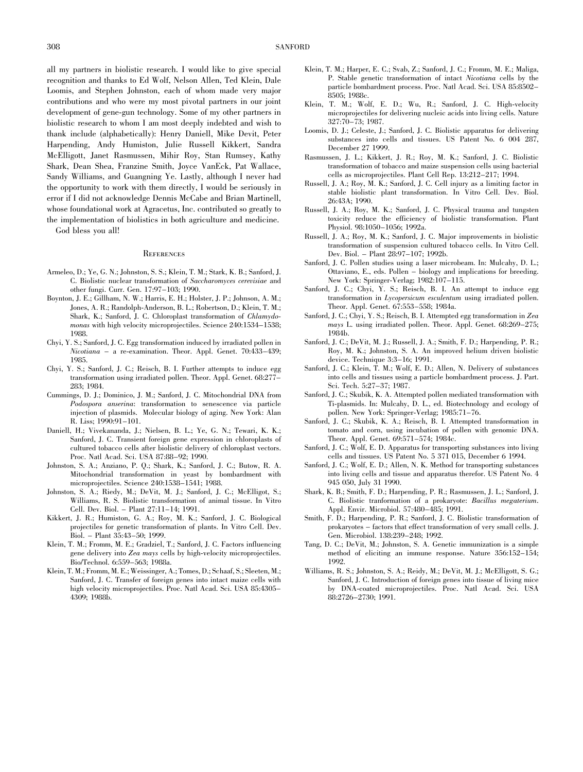all my partners in biolistic research. I would like to give special recognition and thanks to Ed Wolf, Nelson Allen, Ted Klein, Dale Loomis, and Stephen Johnston, each of whom made very major contributions and who were my most pivotal partners in our joint development of gene-gun technology. Some of my other partners in biolistic research to whom I am most deeply indebted and wish to thank include (alphabetically): Henry Daniell, Mike Devit, Peter Harpending, Andy Humiston, Julie Russell Kikkert, Sandra McElligott, Janet Rasmussen, Mihir Roy, Stan Rumsey, Kathy Shark, Dean Shea, Franzine Smith, Joyce VanEck, Pat Wallace, Sandy Williams, and Guangning Ye. Lastly, although I never had the opportunity to work with them directly, I would be seriously in error if I did not acknowledge Dennis McCabe and Brian Martinell, whose foundational work at Agracetus, Inc. contributed so greatly to the implementation of biolistics in both agriculture and medicine.

God bless you all!

## References

Armeleo, D.; Ye, G. N.; Johnston, S. S.; Klein, T. M.; Stark, K. B.; Sanford, J. C. Biolistic nuclear transformation of *Saccharomyces cerevisiae* and other fungi. Curr. Gen. 17:97–103; 1990.

Boynton, J. E.; Gillham, N. W.; Harris, E. H.; Holster, J. P.; Johnson, A. M.; Jones, A. R.; Randolph-Anderson, B. L.; Robertson, D.; Klein, T. M.; Shark, K.; Sanford, J. C. Chloroplast transformation of *Chlamydomonas* with high velocity microprojectiles. Science 240:1534–1538; 1988.

Chyi, Y. S.; Sanford, J. C. Egg transformation induced by irradiated pollen in *Nicotiana* – a re-examination. Theor. Appl. Genet. 70:433–439; 1985.

Chyi, Y. S.; Sanford, J. C.; Reisch, B. I. Further attempts to induce egg transformation using irradiated pollen. Theor. Appl. Genet. 68:277–283; 1984.

Cummings, D. J.; Dominico, J. M.; Sanford, J. C. Mitochondrial DNA from *Podospora anserina*: transformation to senescence via particle injection of plasmids. Molecular biology of aging. New York: Alan R. Liss; 1990:91–101.

Daniell, H.; Vivekananda, J.; Nielsen, B. L.; Ye, G. N.; Tewari, K. K.; Sanford, J. C. Transient foreign gene expression in chloroplasts of cultured tobacco cells after biolistic delivery of chloroplast vectors. Proc. Natl Acad. Sci. USA 87:88–92; 1990.

Johnston, S. A.; Anziano, P. Q.; Shark, K.; Sanford, J. C.; Butow, R. A. Mitochondrial transformation in yeast by bombardment with microprojectiles. Science 240:1538–1541; 1988.

Johnston, S. A.; Riedy, M.; DeVit, M. J.; Sanford, J. C.; McElligot, S.; Williams, R. S. Biolistic transformation of animal tissue. In Vitro Cell. Dev. Biol. – Plant 27:11–14; 1991.

Kikkert, J. R.; Humiston, G. A.; Roy, M. K.; Sanford, J. C. Biological projectiles for genetic transformation of plants. In Vitro Cell. Dev. Biol. – Plant 35:43–50; 1999.

Klein, T. M.; Fromm, M. E.; Gradziel, T.; Sanford, J. C. Factors influencing gene delivery into *Zea mays* cells by high-velocity microprojectiles. Bio/Technol. 6:559–563; 1988a.

Klein, T. M.; Fromm, M. E.; Weissinger, A.; Tomes, D.; Schaaf, S.; Sleeten, M.; Sanford, J. C. Transfer of foreign genes into intact maize cells with high velocity microprojectiles. Proc. Natl Acad. Sci. USA 85:4305–4309; 1988b.

Klein, T. M.; Harper, E. C.; Svab, Z.; Sanford, J. C.; Fromm, M. E.; Maliga, P. Stable genetic transformation of intact *Nicotiana* cells by the particle bombardment process. Proc. Natl Acad. Sci. USA 85:8502–8505; 1988c.

Klein, T. M.; Wolf, E. D.; Wu, R.; Sanford, J. C. High-velocity microprojectiles for delivering nucleic acids into living cells. Nature 327:70–73; 1987.

Loomis, D. J.; Celeste, J.; Sanford, J. C. Biolistic apparatus for delivering substances into cells and tissues. US Patent No. 6 004 287, December 27 1999.

Rasmussen, J. L.; Kikkert, J. R.; Roy, M. K.; Sanford, J. C. Biolistic transformation of tobacco and maize suspension cells using bacterial cells as microprojectiles. Plant Cell Rep. 13:212–217; 1994.

Russell, J. A.; Roy, M. K.; Sanford, J. C. Cell injury as a limiting factor in stable biolistic plant transformation. In Vitro Cell. Dev. Biol. 26:43A; 1990.

Russell, J. A.; Roy, M. K.; Sanford, J. C. Physical trauma and tungsten toxicity reduce the efficiency of biolistic transformation. Plant Physiol. 98:1050–1056; 1992a.

Russell, J. A.; Roy, M. K.; Sanford, J. C. Major improvements in biolistic transformation of suspension cultured tobacco cells. In Vitro Cell. Dev. Biol. – Plant 28:97–107; 1992b.

Sanford, J. C. Pollen studies using a laser microbeam. In: Mulcahy, D. L.; Ottaviano, E., eds. Pollen – biology and implications for breeding. New York: Springer-Verlag; 1982:107–115.

Sanford, J. C.; Chyi, Y. S.; Reisch, B. I. An attempt to induce egg transformation in *Lycopersicum esculentum* using irradiated pollen. Theor. Appl. Genet. 67:553–558; 1984a.

Sanford, J. C.; Chyi, Y. S.; Reisch, B. I. Attempted egg transformation in *Zea mays* L. using irradiated pollen. Theor. Appl. Genet. 68:269–275; 1984b.

Sanford, J. C.; DeVit, M. J.; Russell, J. A.; Smith, F. D.; Harpending, P. R.; Roy, M. K.; Johnston, S. A. An improved helium driven biolistic device. Technique 3:3–16; 1991.

Sanford, J. C.; Klein, T. M.; Wolf, E. D.; Allen, N. Delivery of substances into cells and tissues using a particle bombardment process. J. Part. Sci. Tech. 5:27–37; 1987.

Sanford, J. C.; Skubik, K. A. Attempted pollen mediated transformation with Ti-plasmids. In: Mulcahy, D. L., ed. Biotechnology and ecology of pollen. New York: Springer-Verlag; 1985:71–76.

Sanford, J. C.; Skubik, K. A.; Reisch, B. I. Attempted transformation in tomato and corn, using incubation of pollen with genomic DNA. Theor. Appl. Genet. 69:571–574; 1984c.

Sanford, J. C.; Wolf, E. D. Apparatus for transporting substances into living cells and tissues. US Patent No. 5 371 015, December 6 1994.

Sanford, J. C.; Wolf, E. D.; Allen, N. K. Method for transporting substances into living cells and tissue and apparatus therefor. US Patent No. 4 945 050, July 31 1990.

Shark, K. B.; Smith, F. D.; Harpending, P. R.; Rasmussen, J. L.; Sanford, J. C. Biolistic tranformation of a prokaryote: *Bacillus megaterium*. Appl. Envir. Microbiol. 57:480–485; 1991.

Smith, F. D.; Harpending, P. R.; Sanford, J. C. Biolistic transformation of prokaryotes – factors that effect transformation of very small cells. J. Gen. Microbiol. 138:239–248; 1992.

Tang, D. C.; DeVit, M.; Johnston, S. A. Genetic immunization is a simple method of eliciting an immune response. Nature 356:152–154; 1992.

Williams, R. S.; Johnston, S. A.; Reidy, M.; DeVit, M. J.; McElligott, S. G.; Sanford, J. C. Introduction of foreign genes into tissue of living mice by DNA-coated microprojectiles. Proc. Natl Acad. Sci. USA 88:2726–2730; 1991.